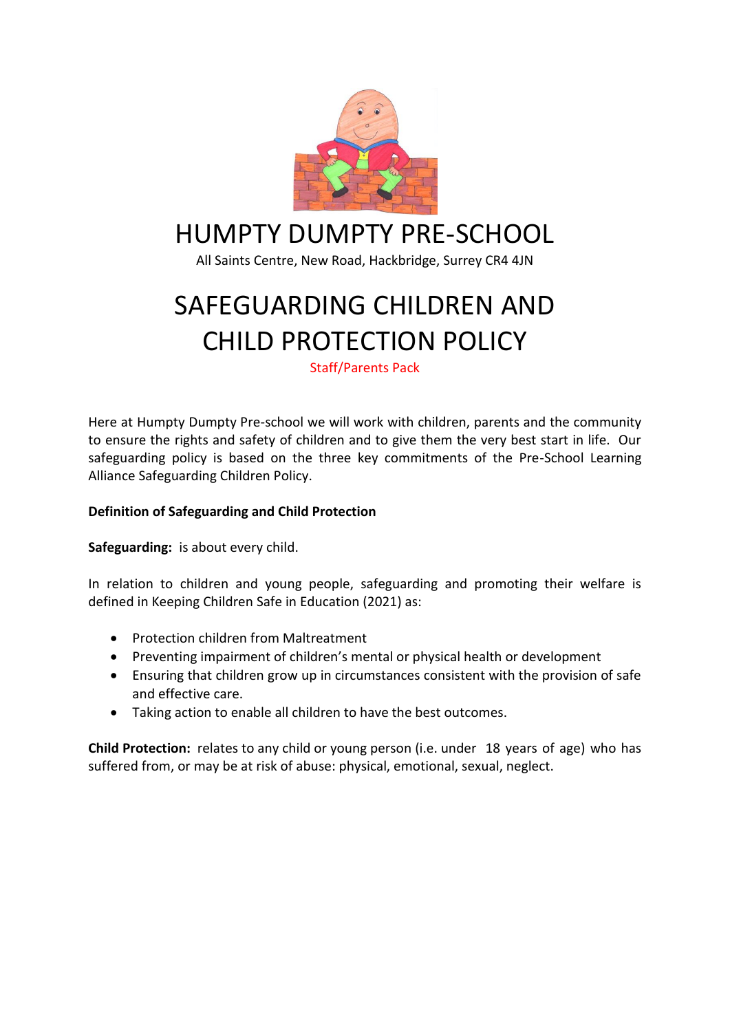# HUMPTY DUMPTY PRE-SCHOOL

All Saints Centre, New Road, Hackbridge, Surrey CR4 4JN

# SAFEGUARDING CHILDREN AND CHILD PROTECTION POLICY

Staff/Parents Pack

Here at Humpty Dumpty Pre-school we will work with children, parents and the community to ensure the rights and safety of children and to give them the very best start in life. Our safeguarding policy is based on the three key commitments of the Pre-School Learning Alliance Safeguarding Children Policy.

**Definition of Safeguarding and Child Protection**

**Safeguarding:** is about every child.

In relation to children and young people, safeguarding and promoting their welfare is defined in Keeping Children Safe in Education (2021) as:

- Protection children from Maltreatment
- Preventing impairment of children's mental or physical health or development
- Ensuring that children grow up in circumstances consistent with the provision of safe and effective care.
- Taking action to enable all children to have the best outcomes.

**Child Protection:** relates to any child or young person (i.e. under 18 years of age) who has suffered from, or may be at risk of abuse: physical, emotional, sexual, neglect.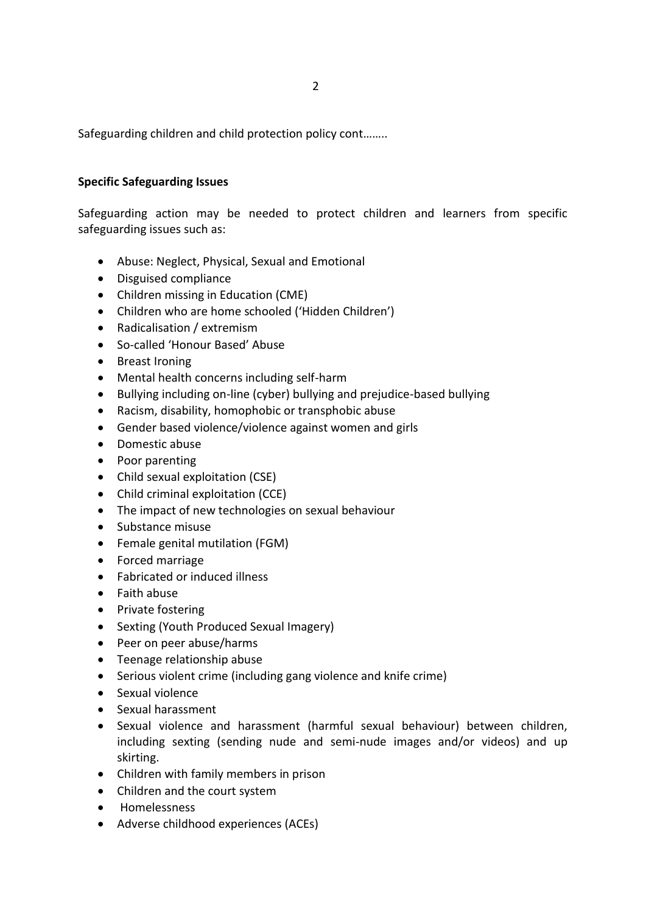Safeguarding children and child protection policy cont……..

**Specific Safeguarding Issues**

Safeguarding action may be needed to protect children and learners from specific safeguarding issues such as:

- Abuse: Neglect, Physical, Sexual and Emotional
- Disguised compliance
- Children missing in Education (CME)
- Children who are home schooled ('Hidden Children')
- Radicalisation / extremism
- So-called 'Honour Based' Abuse
- Breast Ironing
- Mental health concerns including self-harm
- Bullying including on-line (cyber) bullying and prejudice-based bullying
- Racism, disability, homophobic or transphobic abuse
- Gender based violence/violence against women and girls
- Domestic abuse
- Poor parenting
- Child sexual exploitation (CSE)
- Child criminal exploitation (CCE)
- The impact of new technologies on sexual behaviour
- Substance misuse
- Female genital mutilation (FGM)
- Forced marriage
- Fabricated or induced illness
- Faith abuse
- Private fostering
- Sexting (Youth Produced Sexual Imagery)
- Peer on peer abuse/harms
- Teenage relationship abuse
- Serious violent crime (including gang violence and knife crime)
- Sexual violence
- Sexual harassment
- Sexual violence and harassment (harmful sexual behaviour) between children, including sexting (sending nude and semi-nude images and/or videos) and up skirting.
- Children with family members in prison
- Children and the court system
- Homelessness
- Adverse childhood experiences (ACEs)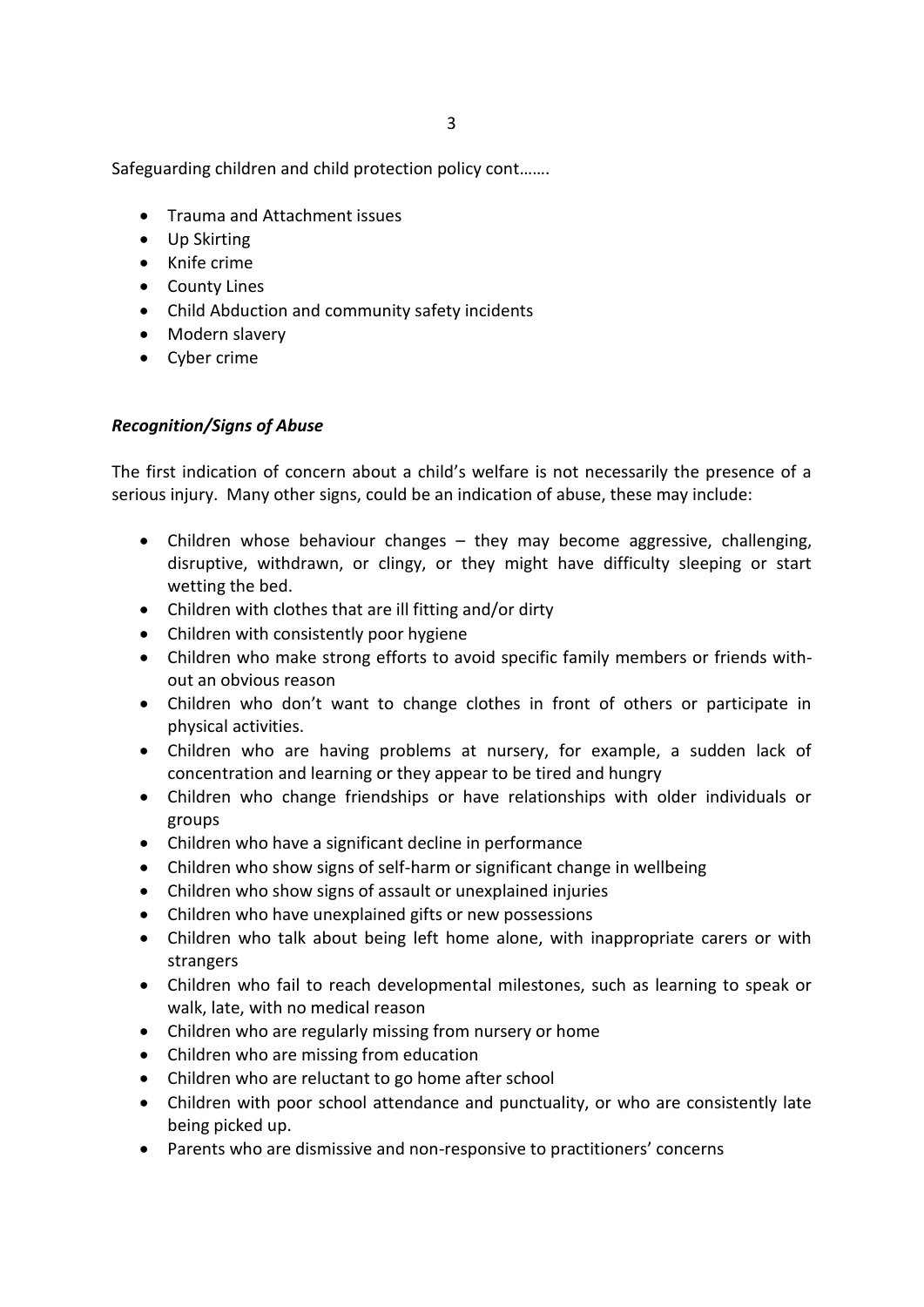Safeguarding children and child protection policy cont…….

- Trauma and Attachment issues
- Up Skirting
- Knife crime
- County Lines
- Child Abduction and community safety incidents
- Modern slavery
- Cyber crime

***Recognition/Signs of Abuse***

The first indication of concern about a child's welfare is not necessarily the presence of a serious injury. Many other signs, could be an indication of abuse, these may include:

- Children whose behaviour changes – they may become aggressive, challenging, disruptive, withdrawn, or clingy, or they might have difficulty sleeping or start wetting the bed.
- Children with clothes that are ill fitting and/or dirty
- Children with consistently poor hygiene
- Children who make strong efforts to avoid specific family members or friends without an obvious reason
- Children who don't want to change clothes in front of others or participate in physical activities.
- Children who are having problems at nursery, for example, a sudden lack of concentration and learning or they appear to be tired and hungry
- Children who change friendships or have relationships with older individuals or groups
- Children who have a significant decline in performance
- Children who show signs of self-harm or significant change in wellbeing
- Children who show signs of assault or unexplained injuries
- Children who have unexplained gifts or new possessions
- Children who talk about being left home alone, with inappropriate carers or with strangers
- Children who fail to reach developmental milestones, such as learning to speak or walk, late, with no medical reason
- Children who are regularly missing from nursery or home
- Children who are missing from education
- Children who are reluctant to go home after school
- Children with poor school attendance and punctuality, or who are consistently late being picked up.
- Parents who are dismissive and non-responsive to practitioners' concerns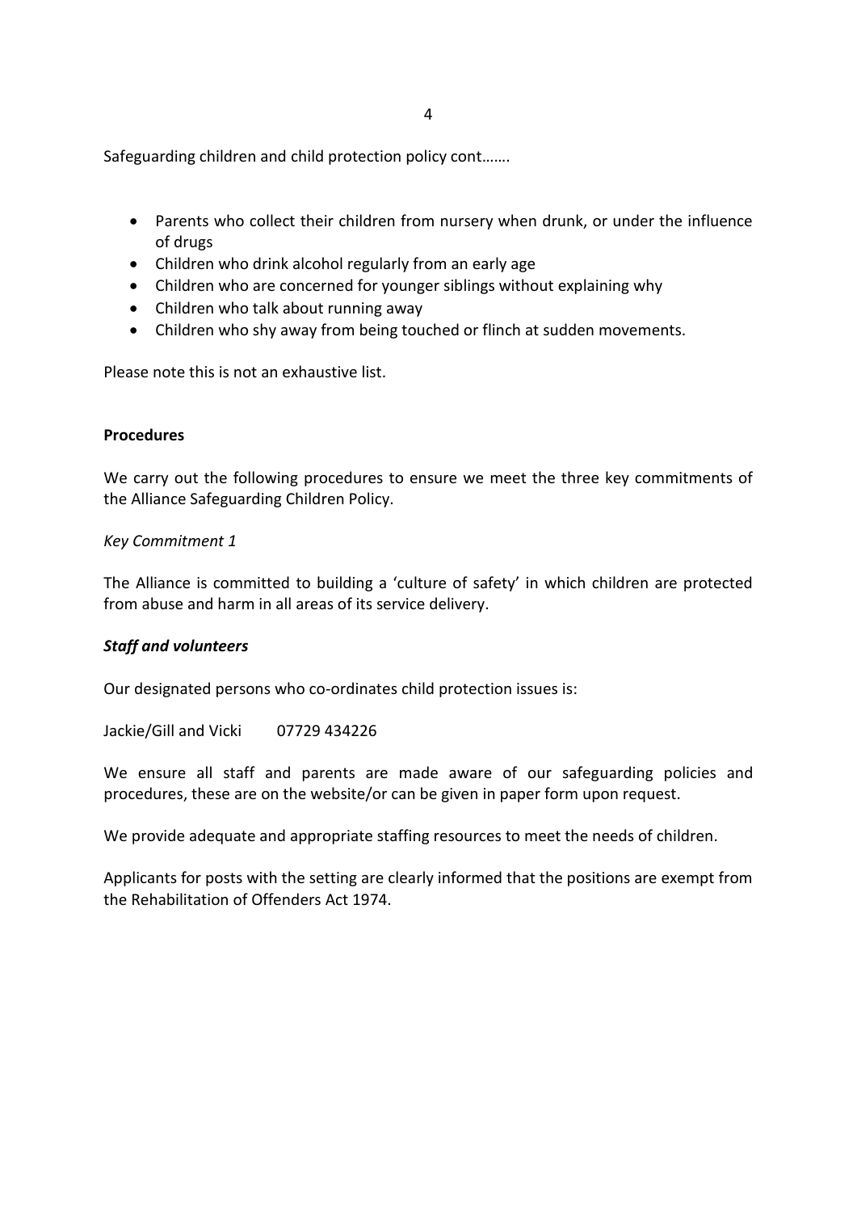Safeguarding children and child protection policy cont…….

- Parents who collect their children from nursery when drunk, or under the influence of drugs
- Children who drink alcohol regularly from an early age
- Children who are concerned for younger siblings without explaining why
- Children who talk about running away
- Children who shy away from being touched or flinch at sudden movements.

Please note this is not an exhaustive list.

**Procedures**

We carry out the following procedures to ensure we meet the three key commitments of the Alliance Safeguarding Children Policy.

*Key Commitment 1*

The Alliance is committed to building a 'culture of safety' in which children are protected from abuse and harm in all areas of its service delivery.

***Staff and volunteers***

Our designated persons who co-ordinates child protection issues is:

Jackie/Gill and Vicki 07729 434226

We ensure all staff and parents are made aware of our safeguarding policies and procedures, these are on the website/or can be given in paper form upon request.

We provide adequate and appropriate staffing resources to meet the needs of children.

Applicants for posts with the setting are clearly informed that the positions are exempt from the Rehabilitation of Offenders Act 1974.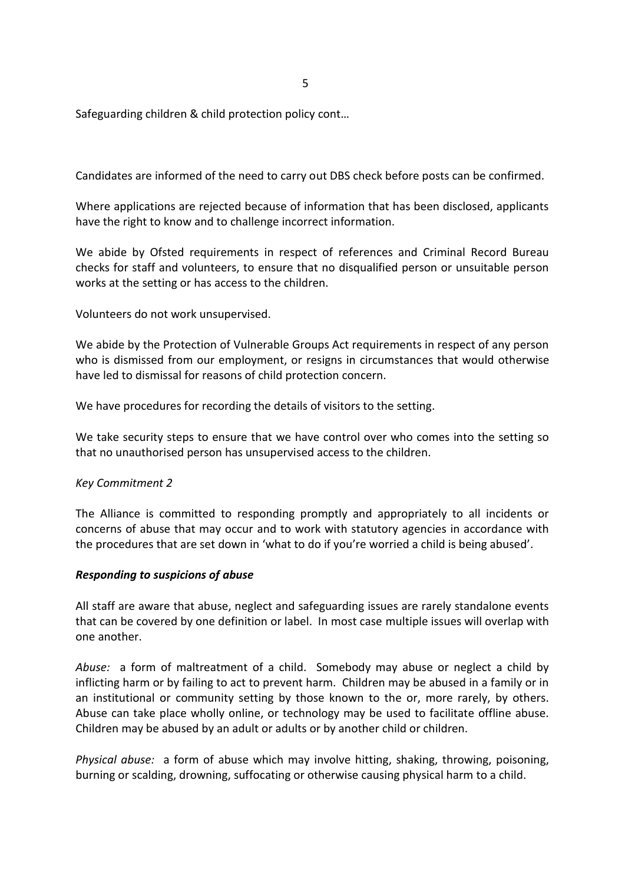Safeguarding children & child protection policy cont…

Candidates are informed of the need to carry out DBS check before posts can be confirmed.

Where applications are rejected because of information that has been disclosed, applicants have the right to know and to challenge incorrect information.

We abide by Ofsted requirements in respect of references and Criminal Record Bureau checks for staff and volunteers, to ensure that no disqualified person or unsuitable person works at the setting or has access to the children.

Volunteers do not work unsupervised.

We abide by the Protection of Vulnerable Groups Act requirements in respect of any person who is dismissed from our employment, or resigns in circumstances that would otherwise have led to dismissal for reasons of child protection concern.

We have procedures for recording the details of visitors to the setting.

We take security steps to ensure that we have control over who comes into the setting so that no unauthorised person has unsupervised access to the children.

*Key Commitment 2*

The Alliance is committed to responding promptly and appropriately to all incidents or concerns of abuse that may occur and to work with statutory agencies in accordance with the procedures that are set down in 'what to do if you're worried a child is being abused'.

***Responding to suspicions of abuse***

All staff are aware that abuse, neglect and safeguarding issues are rarely standalone events that can be covered by one definition or label. In most case multiple issues will overlap with one another.

*Abuse:* a form of maltreatment of a child. Somebody may abuse or neglect a child by inflicting harm or by failing to act to prevent harm. Children may be abused in a family or in an institutional or community setting by those known to the or, more rarely, by others. Abuse can take place wholly online, or technology may be used to facilitate offline abuse. Children may be abused by an adult or adults or by another child or children.

*Physical abuse:* a form of abuse which may involve hitting, shaking, throwing, poisoning, burning or scalding, drowning, suffocating or otherwise causing physical harm to a child.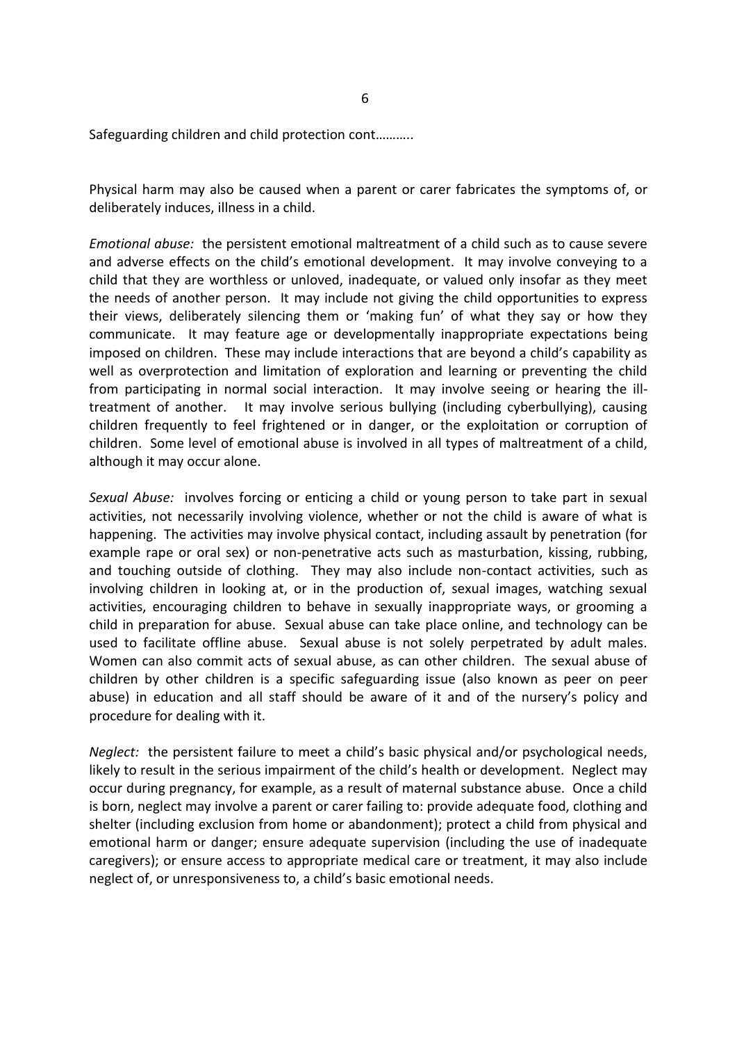Safeguarding children and child protection cont………..

Physical harm may also be caused when a parent or carer fabricates the symptoms of, or deliberately induces, illness in a child.

*Emotional abuse:* the persistent emotional maltreatment of a child such as to cause severe and adverse effects on the child's emotional development. It may involve conveying to a child that they are worthless or unloved, inadequate, or valued only insofar as they meet the needs of another person. It may include not giving the child opportunities to express their views, deliberately silencing them or 'making fun' of what they say or how they communicate. It may feature age or developmentally inappropriate expectations being imposed on children. These may include interactions that are beyond a child's capability as well as overprotection and limitation of exploration and learning or preventing the child from participating in normal social interaction. It may involve seeing or hearing the ill-treatment of another. It may involve serious bullying (including cyberbullying), causing children frequently to feel frightened or in danger, or the exploitation or corruption of children. Some level of emotional abuse is involved in all types of maltreatment of a child, although it may occur alone.

*Sexual Abuse:* involves forcing or enticing a child or young person to take part in sexual activities, not necessarily involving violence, whether or not the child is aware of what is happening. The activities may involve physical contact, including assault by penetration (for example rape or oral sex) or non-penetrative acts such as masturbation, kissing, rubbing, and touching outside of clothing. They may also include non-contact activities, such as involving children in looking at, or in the production of, sexual images, watching sexual activities, encouraging children to behave in sexually inappropriate ways, or grooming a child in preparation for abuse. Sexual abuse can take place online, and technology can be used to facilitate offline abuse. Sexual abuse is not solely perpetrated by adult males. Women can also commit acts of sexual abuse, as can other children. The sexual abuse of children by other children is a specific safeguarding issue (also known as peer on peer abuse) in education and all staff should be aware of it and of the nursery's policy and procedure for dealing with it.

*Neglect:* the persistent failure to meet a child's basic physical and/or psychological needs, likely to result in the serious impairment of the child's health or development. Neglect may occur during pregnancy, for example, as a result of maternal substance abuse. Once a child is born, neglect may involve a parent or carer failing to: provide adequate food, clothing and shelter (including exclusion from home or abandonment); protect a child from physical and emotional harm or danger; ensure adequate supervision (including the use of inadequate caregivers); or ensure access to appropriate medical care or treatment, it may also include neglect of, or unresponsiveness to, a child's basic emotional needs.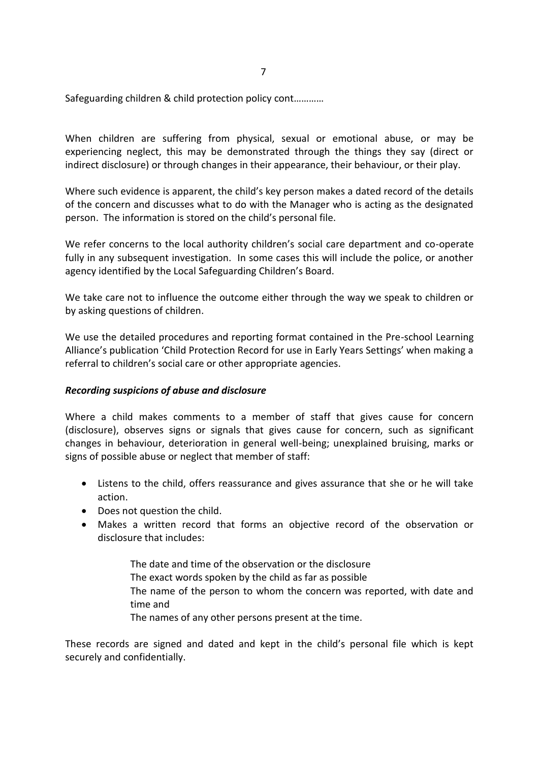Safeguarding children & child protection policy cont…………

When children are suffering from physical, sexual or emotional abuse, or may be experiencing neglect, this may be demonstrated through the things they say (direct or indirect disclosure) or through changes in their appearance, their behaviour, or their play.

Where such evidence is apparent, the child's key person makes a dated record of the details of the concern and discusses what to do with the Manager who is acting as the designated person. The information is stored on the child's personal file.

We refer concerns to the local authority children's social care department and co-operate fully in any subsequent investigation. In some cases this will include the police, or another agency identified by the Local Safeguarding Children's Board.

We take care not to influence the outcome either through the way we speak to children or by asking questions of children.

We use the detailed procedures and reporting format contained in the Pre-school Learning Alliance's publication 'Child Protection Record for use in Early Years Settings' when making a referral to children's social care or other appropriate agencies.

***Recording suspicions of abuse and disclosure***

Where a child makes comments to a member of staff that gives cause for concern (disclosure), observes signs or signals that gives cause for concern, such as significant changes in behaviour, deterioration in general well-being; unexplained bruising, marks or signs of possible abuse or neglect that member of staff:

- Listens to the child, offers reassurance and gives assurance that she or he will take action.
- Does not question the child.
- Makes a written record that forms an objective record of the observation or disclosure that includes:

  The date and time of the observation or the disclosure
  The exact words spoken by the child as far as possible
  The name of the person to whom the concern was reported, with date and time and
  The names of any other persons present at the time.

These records are signed and dated and kept in the child's personal file which is kept securely and confidentially.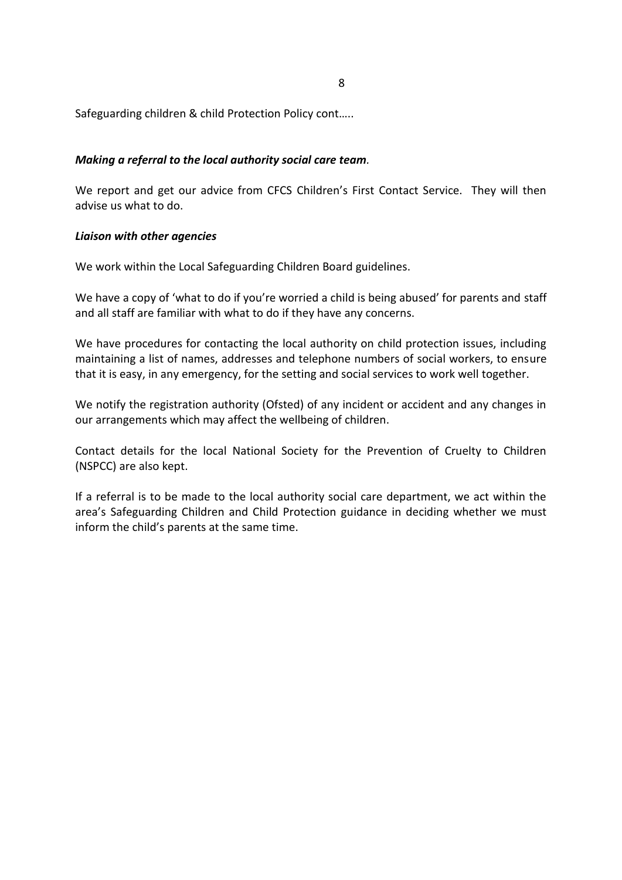Safeguarding children & child Protection Policy cont…..

***Making a referral to the local authority social care team**.*

We report and get our advice from CFCS Children's First Contact Service. They will then advise us what to do.

***Liaison with other agencies***

We work within the Local Safeguarding Children Board guidelines.

We have a copy of 'what to do if you're worried a child is being abused' for parents and staff and all staff are familiar with what to do if they have any concerns.

We have procedures for contacting the local authority on child protection issues, including maintaining a list of names, addresses and telephone numbers of social workers, to ensure that it is easy, in any emergency, for the setting and social services to work well together.

We notify the registration authority (Ofsted) of any incident or accident and any changes in our arrangements which may affect the wellbeing of children.

Contact details for the local National Society for the Prevention of Cruelty to Children (NSPCC) are also kept.

If a referral is to be made to the local authority social care department, we act within the area's Safeguarding Children and Child Protection guidance in deciding whether we must inform the child's parents at the same time.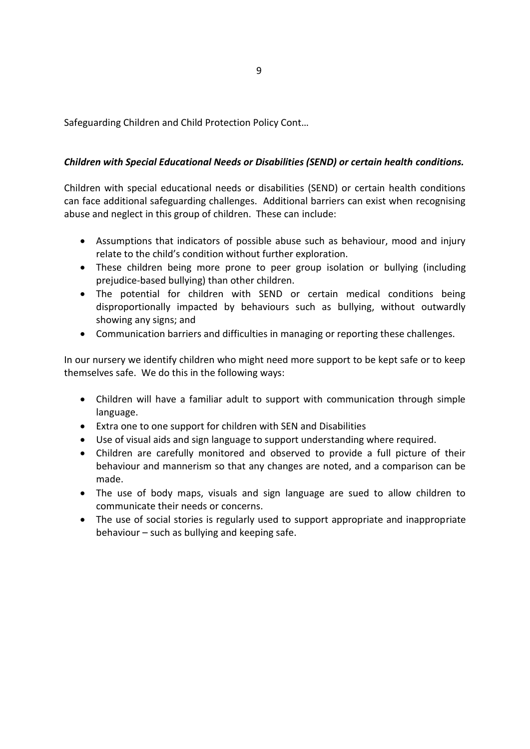Safeguarding Children and Child Protection Policy Cont…

***Children with Special Educational Needs or Disabilities (SEND) or certain health conditions.***

Children with special educational needs or disabilities (SEND) or certain health conditions can face additional safeguarding challenges. Additional barriers can exist when recognising abuse and neglect in this group of children. These can include:

- Assumptions that indicators of possible abuse such as behaviour, mood and injury relate to the child's condition without further exploration.
- These children being more prone to peer group isolation or bullying (including prejudice-based bullying) than other children.
- The potential for children with SEND or certain medical conditions being disproportionally impacted by behaviours such as bullying, without outwardly showing any signs; and
- Communication barriers and difficulties in managing or reporting these challenges.

In our nursery we identify children who might need more support to be kept safe or to keep themselves safe. We do this in the following ways:

- Children will have a familiar adult to support with communication through simple language.
- Extra one to one support for children with SEN and Disabilities
- Use of visual aids and sign language to support understanding where required.
- Children are carefully monitored and observed to provide a full picture of their behaviour and mannerism so that any changes are noted, and a comparison can be made.
- The use of body maps, visuals and sign language are sued to allow children to communicate their needs or concerns.
- The use of social stories is regularly used to support appropriate and inappropriate behaviour – such as bullying and keeping safe.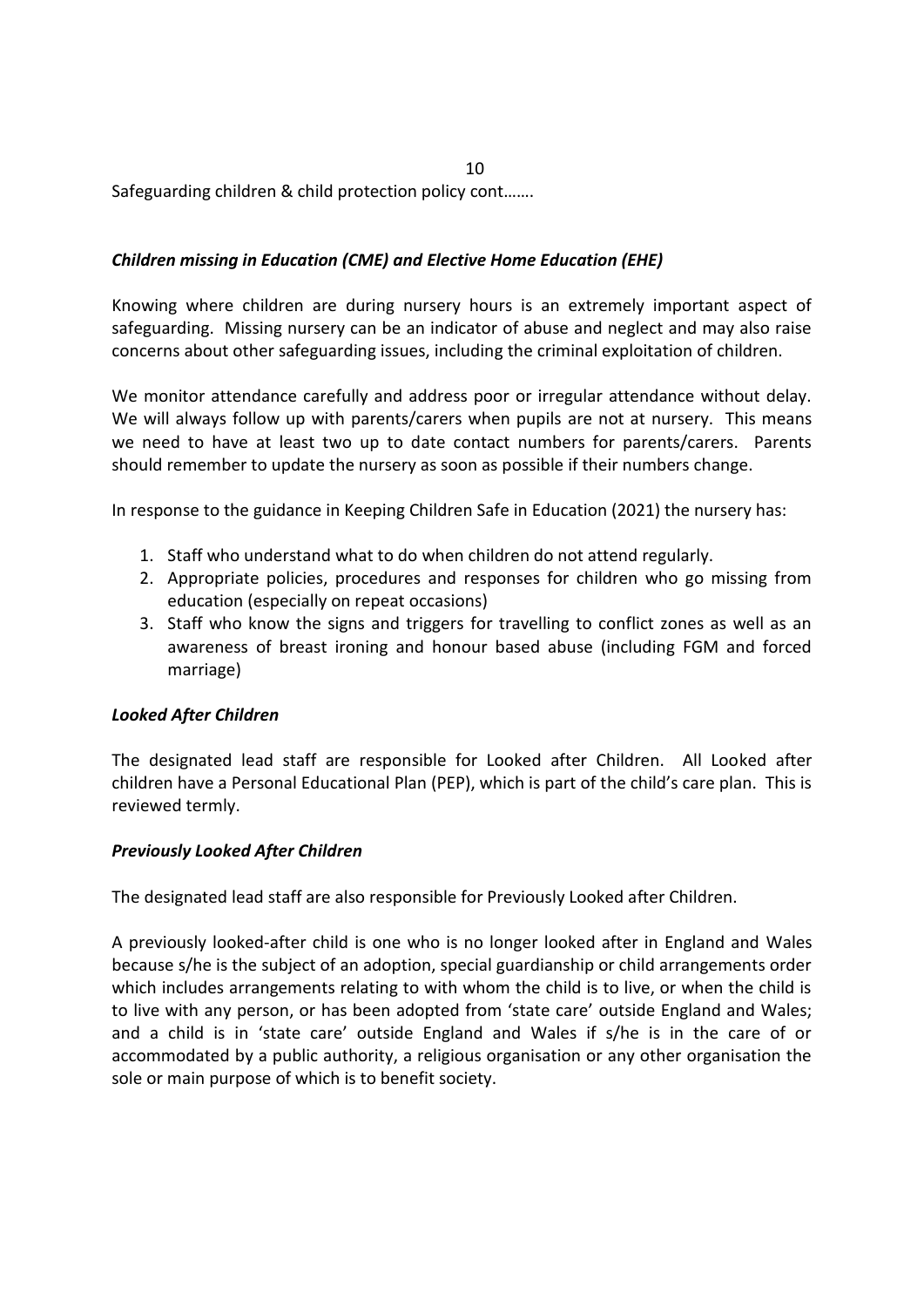### *Children missing in Education (CME) and Elective Home Education (EHE)*

Knowing where children are during nursery hours is an extremely important aspect of safeguarding. Missing nursery can be an indicator of abuse and neglect and may also raise concerns about other safeguarding issues, including the criminal exploitation of children.

We monitor attendance carefully and address poor or irregular attendance without delay. We will always follow up with parents/carers when pupils are not at nursery. This means we need to have at least two up to date contact numbers for parents/carers. Parents should remember to update the nursery as soon as possible if their numbers change.

In response to the guidance in Keeping Children Safe in Education (2021) the nursery has:

1. Staff who understand what to do when children do not attend regularly.
2. Appropriate policies, procedures and responses for children who go missing from education (especially on repeat occasions)
3. Staff who know the signs and triggers for travelling to conflict zones as well as an awareness of breast ironing and honour based abuse (including FGM and forced marriage)

### *Looked After Children*

The designated lead staff are responsible for Looked after Children. All Looked after children have a Personal Educational Plan (PEP), which is part of the child's care plan. This is reviewed termly.

### *Previously Looked After Children*

The designated lead staff are also responsible for Previously Looked after Children.

A previously looked-after child is one who is no longer looked after in England and Wales because s/he is the subject of an adoption, special guardianship or child arrangements order which includes arrangements relating to with whom the child is to live, or when the child is to live with any person, or has been adopted from 'state care' outside England and Wales; and a child is in 'state care' outside England and Wales if s/he is in the care of or accommodated by a public authority, a religious organisation or any other organisation the sole or main purpose of which is to benefit society.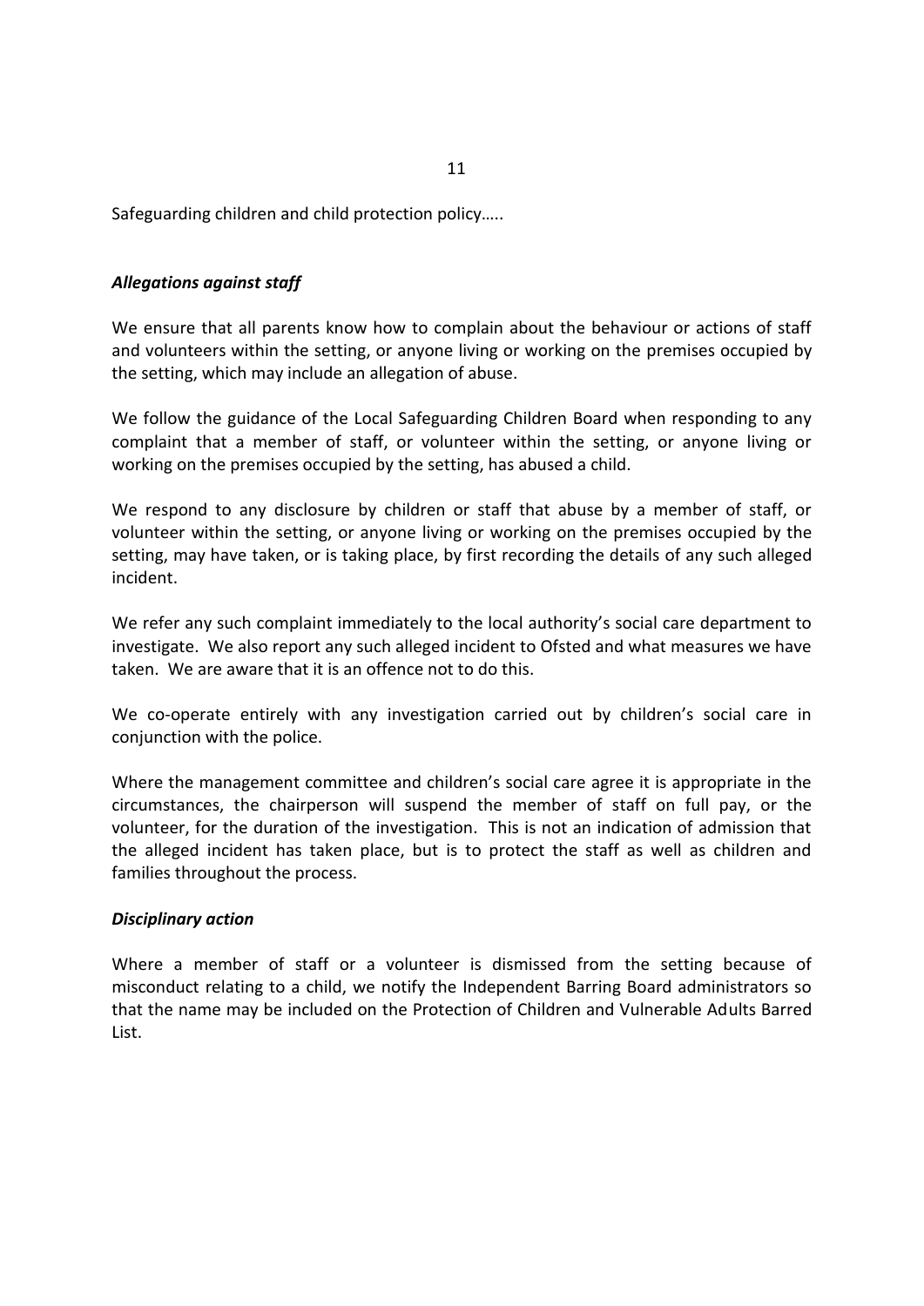Safeguarding children and child protection policy…..

### *Allegations against staff*

We ensure that all parents know how to complain about the behaviour or actions of staff and volunteers within the setting, or anyone living or working on the premises occupied by the setting, which may include an allegation of abuse.

We follow the guidance of the Local Safeguarding Children Board when responding to any complaint that a member of staff, or volunteer within the setting, or anyone living or working on the premises occupied by the setting, has abused a child.

We respond to any disclosure by children or staff that abuse by a member of staff, or volunteer within the setting, or anyone living or working on the premises occupied by the setting, may have taken, or is taking place, by first recording the details of any such alleged incident.

We refer any such complaint immediately to the local authority's social care department to investigate. We also report any such alleged incident to Ofsted and what measures we have taken. We are aware that it is an offence not to do this.

We co-operate entirely with any investigation carried out by children's social care in conjunction with the police.

Where the management committee and children's social care agree it is appropriate in the circumstances, the chairperson will suspend the member of staff on full pay, or the volunteer, for the duration of the investigation. This is not an indication of admission that the alleged incident has taken place, but is to protect the staff as well as children and families throughout the process.

### *Disciplinary action*

Where a member of staff or a volunteer is dismissed from the setting because of misconduct relating to a child, we notify the Independent Barring Board administrators so that the name may be included on the Protection of Children and Vulnerable Adults Barred List.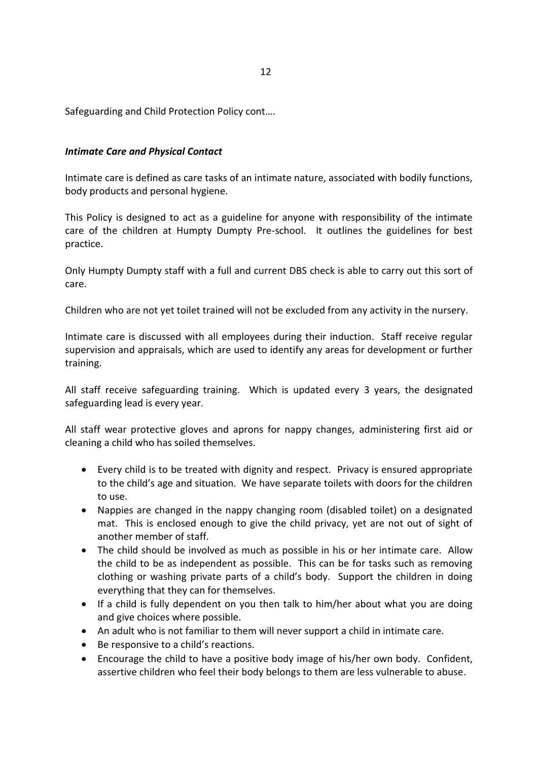Safeguarding and Child Protection Policy cont….

### ***Intimate Care and Physical Contact***

Intimate care is defined as care tasks of an intimate nature, associated with bodily functions, body products and personal hygiene.

This Policy is designed to act as a guideline for anyone with responsibility of the intimate care of the children at Humpty Dumpty Pre-school. It outlines the guidelines for best practice.

Only Humpty Dumpty staff with a full and current DBS check is able to carry out this sort of care.

Children who are not yet toilet trained will not be excluded from any activity in the nursery.

Intimate care is discussed with all employees during their induction. Staff receive regular supervision and appraisals, which are used to identify any areas for development or further training.

All staff receive safeguarding training. Which is updated every 3 years, the designated safeguarding lead is every year.

All staff wear protective gloves and aprons for nappy changes, administering first aid or cleaning a child who has soiled themselves.

- Every child is to be treated with dignity and respect. Privacy is ensured appropriate to the child's age and situation. We have separate toilets with doors for the children to use.
- Nappies are changed in the nappy changing room (disabled toilet) on a designated mat. This is enclosed enough to give the child privacy, yet are not out of sight of another member of staff.
- The child should be involved as much as possible in his or her intimate care. Allow the child to be as independent as possible. This can be for tasks such as removing clothing or washing private parts of a child's body. Support the children in doing everything that they can for themselves.
- If a child is fully dependent on you then talk to him/her about what you are doing and give choices where possible.
- An adult who is not familiar to them will never support a child in intimate care.
- Be responsive to a child's reactions.
- Encourage the child to have a positive body image of his/her own body. Confident, assertive children who feel their body belongs to them are less vulnerable to abuse.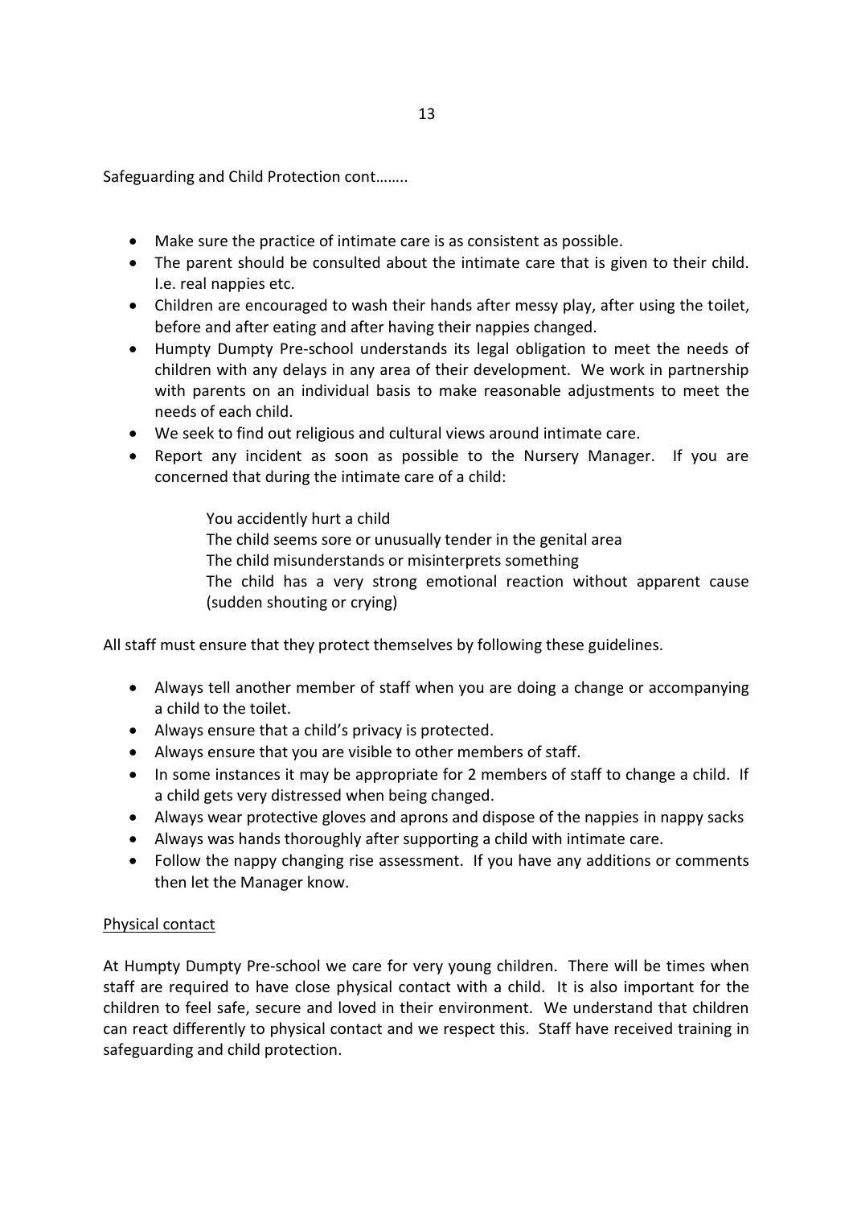Safeguarding and Child Protection cont……..

- Make sure the practice of intimate care is as consistent as possible.
- The parent should be consulted about the intimate care that is given to their child. I.e. real nappies etc.
- Children are encouraged to wash their hands after messy play, after using the toilet, before and after eating and after having their nappies changed.
- Humpty Dumpty Pre-school understands its legal obligation to meet the needs of children with any delays in any area of their development. We work in partnership with parents on an individual basis to make reasonable adjustments to meet the needs of each child.
- We seek to find out religious and cultural views around intimate care.
- Report any incident as soon as possible to the Nursery Manager. If you are concerned that during the intimate care of a child:

  You accidently hurt a child
  The child seems sore or unusually tender in the genital area
  The child misunderstands or misinterprets something
  The child has a very strong emotional reaction without apparent cause (sudden shouting or crying)

All staff must ensure that they protect themselves by following these guidelines.

- Always tell another member of staff when you are doing a change or accompanying a child to the toilet.
- Always ensure that a child's privacy is protected.
- Always ensure that you are visible to other members of staff.
- In some instances it may be appropriate for 2 members of staff to change a child. If a child gets very distressed when being changed.
- Always wear protective gloves and aprons and dispose of the nappies in nappy sacks
- Always was hands thoroughly after supporting a child with intimate care.
- Follow the nappy changing rise assessment. If you have any additions or comments then let the Manager know.

<u>Physical contact</u>

At Humpty Dumpty Pre-school we care for very young children. There will be times when staff are required to have close physical contact with a child. It is also important for the children to feel safe, secure and loved in their environment. We understand that children can react differently to physical contact and we respect this. Staff have received training in safeguarding and child protection.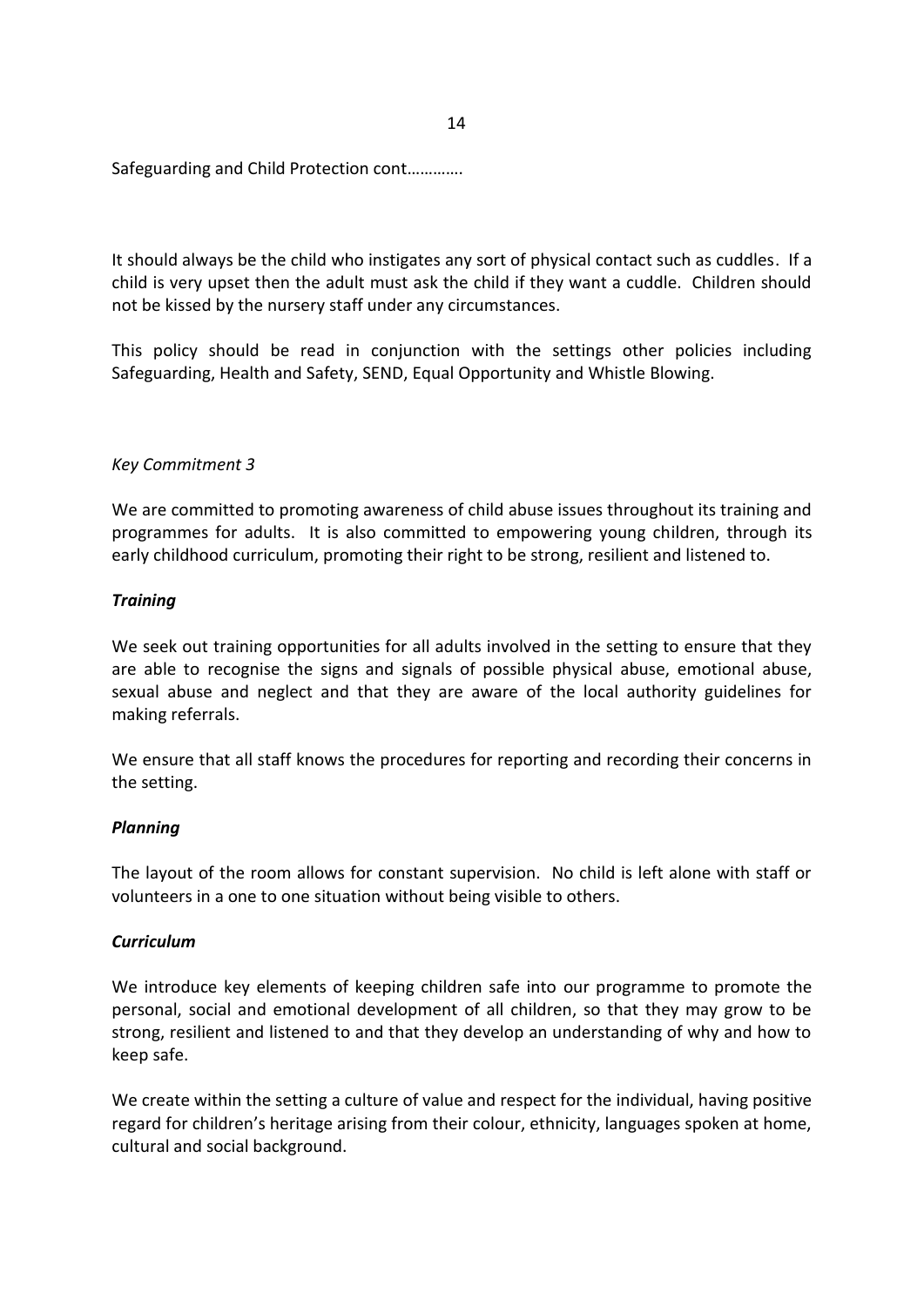Safeguarding and Child Protection cont…………

It should always be the child who instigates any sort of physical contact such as cuddles. If a child is very upset then the adult must ask the child if they want a cuddle. Children should not be kissed by the nursery staff under any circumstances.

This policy should be read in conjunction with the settings other policies including Safeguarding, Health and Safety, SEND, Equal Opportunity and Whistle Blowing.

*Key Commitment 3*

We are committed to promoting awareness of child abuse issues throughout its training and programmes for adults. It is also committed to empowering young children, through its early childhood curriculum, promoting their right to be strong, resilient and listened to.

***Training***

We seek out training opportunities for all adults involved in the setting to ensure that they are able to recognise the signs and signals of possible physical abuse, emotional abuse, sexual abuse and neglect and that they are aware of the local authority guidelines for making referrals.

We ensure that all staff knows the procedures for reporting and recording their concerns in the setting.

***Planning***

The layout of the room allows for constant supervision. No child is left alone with staff or volunteers in a one to one situation without being visible to others.

***Curriculum***

We introduce key elements of keeping children safe into our programme to promote the personal, social and emotional development of all children, so that they may grow to be strong, resilient and listened to and that they develop an understanding of why and how to keep safe.

We create within the setting a culture of value and respect for the individual, having positive regard for children's heritage arising from their colour, ethnicity, languages spoken at home, cultural and social background.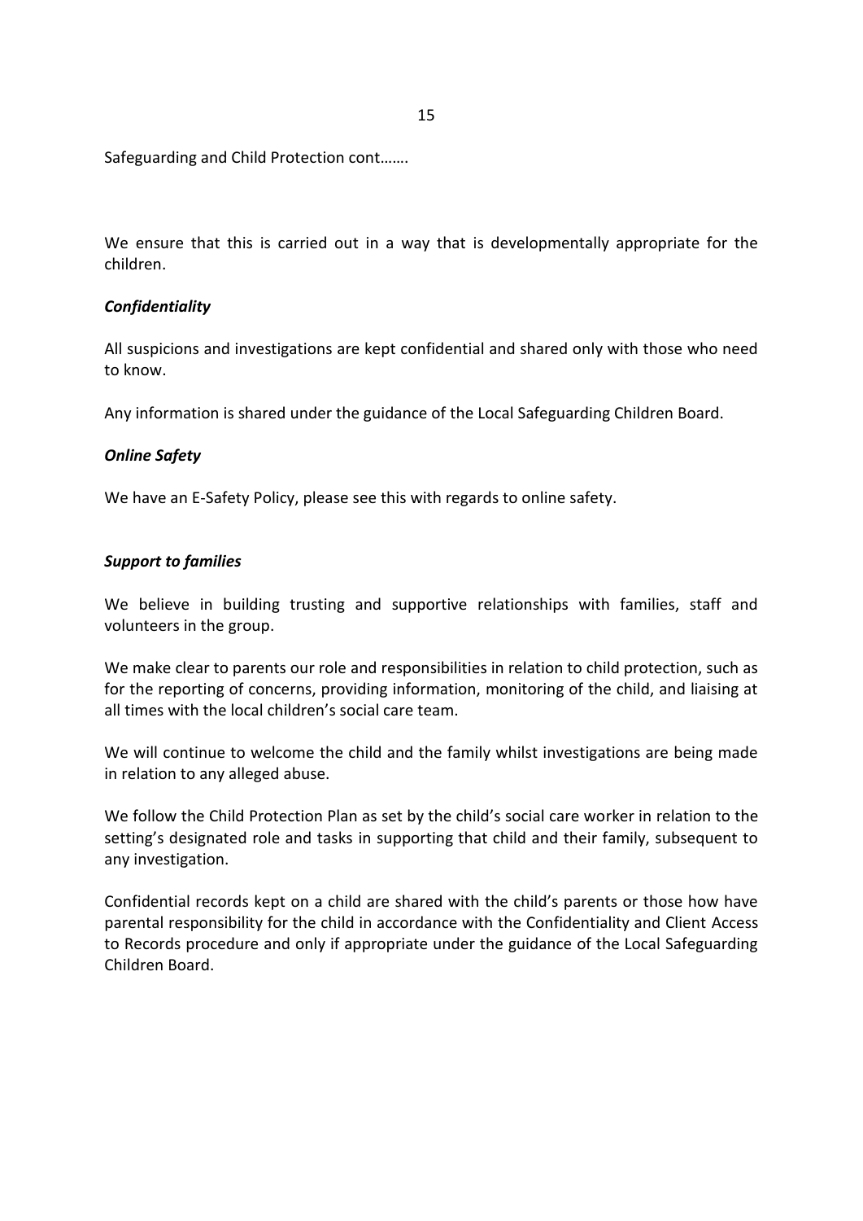Safeguarding and Child Protection cont…….

We ensure that this is carried out in a way that is developmentally appropriate for the children.

***Confidentiality***

All suspicions and investigations are kept confidential and shared only with those who need to know.

Any information is shared under the guidance of the Local Safeguarding Children Board.

***Online Safety***

We have an E-Safety Policy, please see this with regards to online safety.

***Support to families***

We believe in building trusting and supportive relationships with families, staff and volunteers in the group.

We make clear to parents our role and responsibilities in relation to child protection, such as for the reporting of concerns, providing information, monitoring of the child, and liaising at all times with the local children's social care team.

We will continue to welcome the child and the family whilst investigations are being made in relation to any alleged abuse.

We follow the Child Protection Plan as set by the child's social care worker in relation to the setting's designated role and tasks in supporting that child and their family, subsequent to any investigation.

Confidential records kept on a child are shared with the child's parents or those how have parental responsibility for the child in accordance with the Confidentiality and Client Access to Records procedure and only if appropriate under the guidance of the Local Safeguarding Children Board.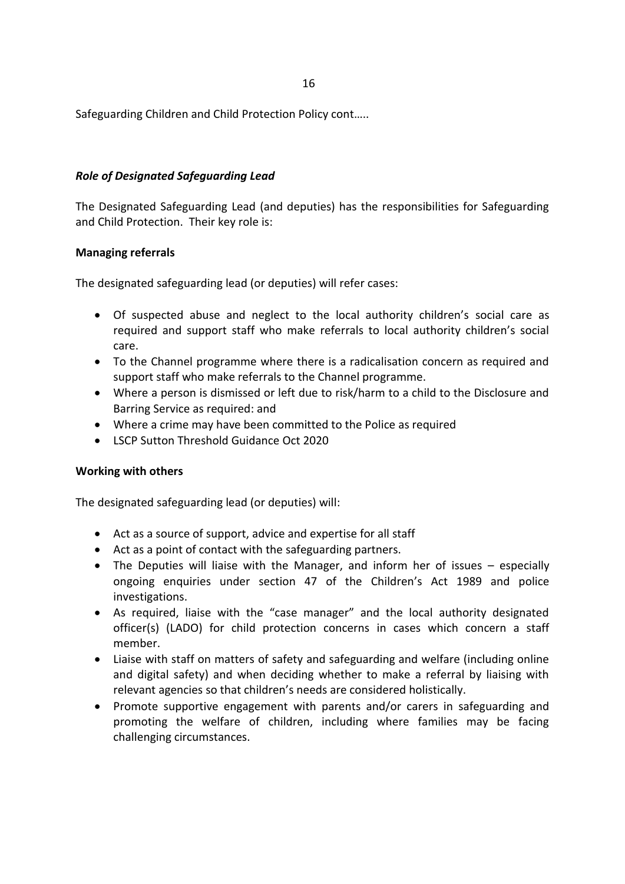Safeguarding Children and Child Protection Policy cont…..

### ***Role of Designated Safeguarding Lead***

The Designated Safeguarding Lead (and deputies) has the responsibilities for Safeguarding and Child Protection. Their key role is:

#### **Managing referrals**

The designated safeguarding lead (or deputies) will refer cases:

- Of suspected abuse and neglect to the local authority children's social care as required and support staff who make referrals to local authority children's social care.
- To the Channel programme where there is a radicalisation concern as required and support staff who make referrals to the Channel programme.
- Where a person is dismissed or left due to risk/harm to a child to the Disclosure and Barring Service as required: and
- Where a crime may have been committed to the Police as required
- LSCP Sutton Threshold Guidance Oct 2020

#### **Working with others**

The designated safeguarding lead (or deputies) will:

- Act as a source of support, advice and expertise for all staff
- Act as a point of contact with the safeguarding partners.
- The Deputies will liaise with the Manager, and inform her of issues – especially ongoing enquiries under section 47 of the Children's Act 1989 and police investigations.
- As required, liaise with the "case manager" and the local authority designated officer(s) (LADO) for child protection concerns in cases which concern a staff member.
- Liaise with staff on matters of safety and safeguarding and welfare (including online and digital safety) and when deciding whether to make a referral by liaising with relevant agencies so that children's needs are considered holistically.
- Promote supportive engagement with parents and/or carers in safeguarding and promoting the welfare of children, including where families may be facing challenging circumstances.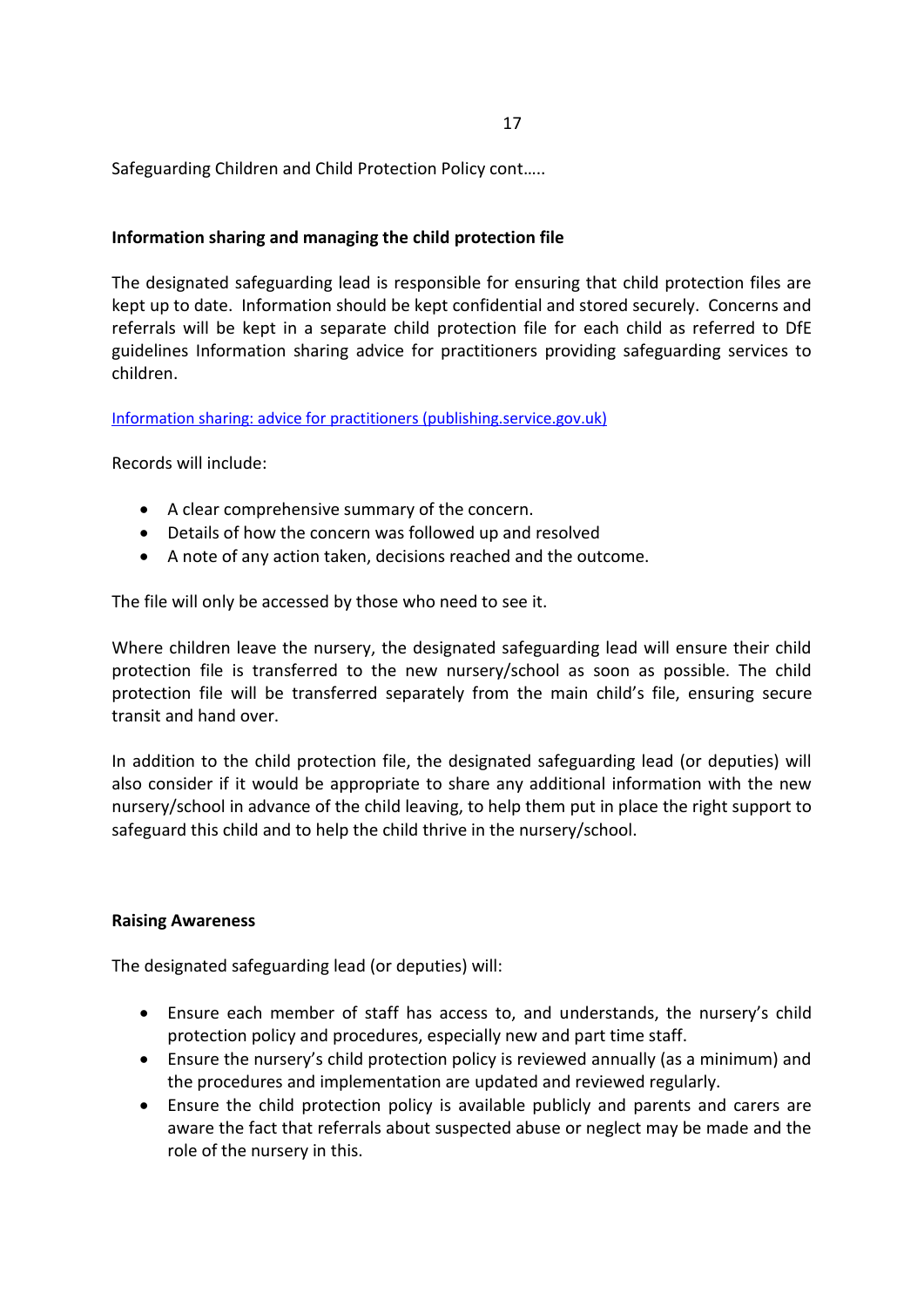Safeguarding Children and Child Protection Policy cont…..

**Information sharing and managing the child protection file**

The designated safeguarding lead is responsible for ensuring that child protection files are kept up to date. Information should be kept confidential and stored securely. Concerns and referrals will be kept in a separate child protection file for each child as referred to DfE guidelines Information sharing advice for practitioners providing safeguarding services to children.

[Information sharing: advice for practitioners (publishing.service.gov.uk)]

Records will include:

- A clear comprehensive summary of the concern.
- Details of how the concern was followed up and resolved
- A note of any action taken, decisions reached and the outcome.

The file will only be accessed by those who need to see it.

Where children leave the nursery, the designated safeguarding lead will ensure their child protection file is transferred to the new nursery/school as soon as possible. The child protection file will be transferred separately from the main child's file, ensuring secure transit and hand over.

In addition to the child protection file, the designated safeguarding lead (or deputies) will also consider if it would be appropriate to share any additional information with the new nursery/school in advance of the child leaving, to help them put in place the right support to safeguard this child and to help the child thrive in the nursery/school.

**Raising Awareness**

The designated safeguarding lead (or deputies) will:

- Ensure each member of staff has access to, and understands, the nursery's child protection policy and procedures, especially new and part time staff.
- Ensure the nursery's child protection policy is reviewed annually (as a minimum) and the procedures and implementation are updated and reviewed regularly.
- Ensure the child protection policy is available publicly and parents and carers are aware the fact that referrals about suspected abuse or neglect may be made and the role of the nursery in this.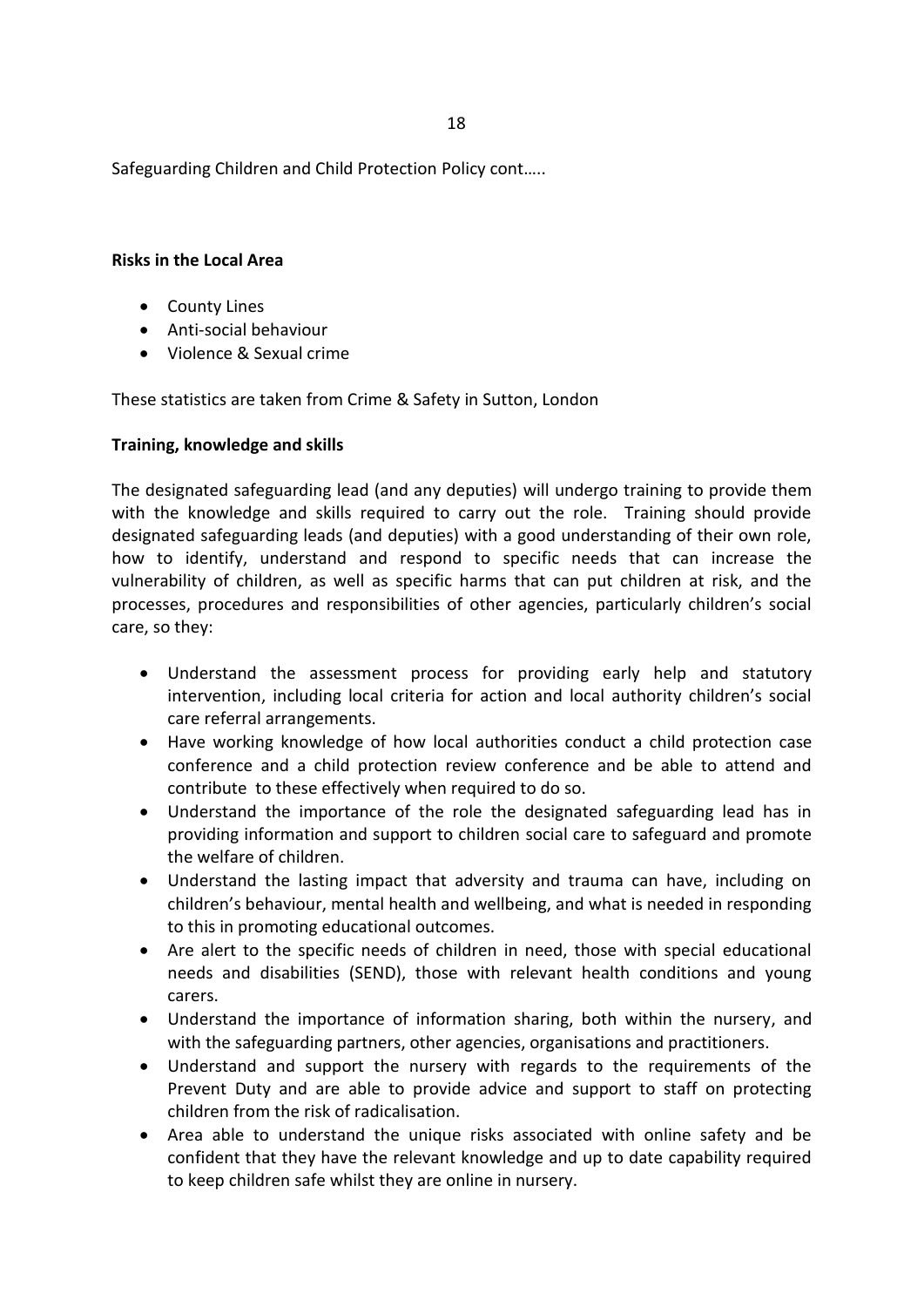Safeguarding Children and Child Protection Policy cont…..

**Risks in the Local Area**

- County Lines
- Anti-social behaviour
- Violence & Sexual crime

These statistics are taken from Crime & Safety in Sutton, London

**Training, knowledge and skills**

The designated safeguarding lead (and any deputies) will undergo training to provide them with the knowledge and skills required to carry out the role. Training should provide designated safeguarding leads (and deputies) with a good understanding of their own role, how to identify, understand and respond to specific needs that can increase the vulnerability of children, as well as specific harms that can put children at risk, and the processes, procedures and responsibilities of other agencies, particularly children's social care, so they:

- Understand the assessment process for providing early help and statutory intervention, including local criteria for action and local authority children's social care referral arrangements.
- Have working knowledge of how local authorities conduct a child protection case conference and a child protection review conference and be able to attend and contribute to these effectively when required to do so.
- Understand the importance of the role the designated safeguarding lead has in providing information and support to children social care to safeguard and promote the welfare of children.
- Understand the lasting impact that adversity and trauma can have, including on children's behaviour, mental health and wellbeing, and what is needed in responding to this in promoting educational outcomes.
- Are alert to the specific needs of children in need, those with special educational needs and disabilities (SEND), those with relevant health conditions and young carers.
- Understand the importance of information sharing, both within the nursery, and with the safeguarding partners, other agencies, organisations and practitioners.
- Understand and support the nursery with regards to the requirements of the Prevent Duty and are able to provide advice and support to staff on protecting children from the risk of radicalisation.
- Area able to understand the unique risks associated with online safety and be confident that they have the relevant knowledge and up to date capability required to keep children safe whilst they are online in nursery.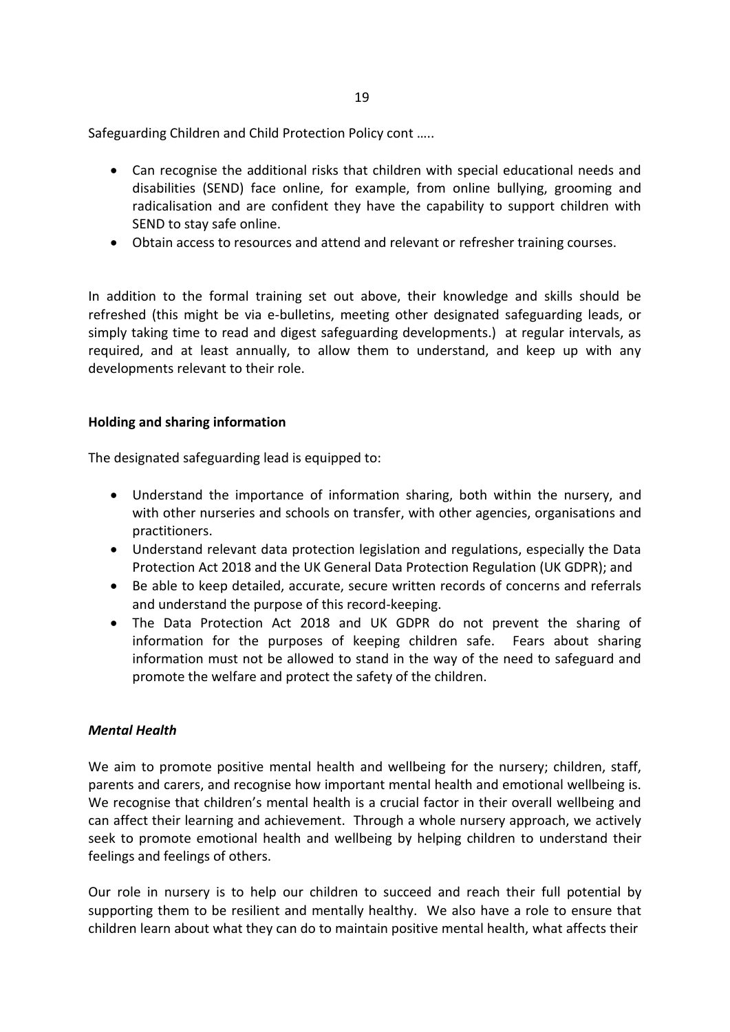Safeguarding Children and Child Protection Policy cont …..

- Can recognise the additional risks that children with special educational needs and disabilities (SEND) face online, for example, from online bullying, grooming and radicalisation and are confident they have the capability to support children with SEND to stay safe online.
- Obtain access to resources and attend and relevant or refresher training courses.

In addition to the formal training set out above, their knowledge and skills should be refreshed (this might be via e-bulletins, meeting other designated safeguarding leads, or simply taking time to read and digest safeguarding developments.) at regular intervals, as required, and at least annually, to allow them to understand, and keep up with any developments relevant to their role.

**Holding and sharing information**

The designated safeguarding lead is equipped to:

- Understand the importance of information sharing, both within the nursery, and with other nurseries and schools on transfer, with other agencies, organisations and practitioners.
- Understand relevant data protection legislation and regulations, especially the Data Protection Act 2018 and the UK General Data Protection Regulation (UK GDPR); and
- Be able to keep detailed, accurate, secure written records of concerns and referrals and understand the purpose of this record-keeping.
- The Data Protection Act 2018 and UK GDPR do not prevent the sharing of information for the purposes of keeping children safe. Fears about sharing information must not be allowed to stand in the way of the need to safeguard and promote the welfare and protect the safety of the children.

***Mental Health***

We aim to promote positive mental health and wellbeing for the nursery; children, staff, parents and carers, and recognise how important mental health and emotional wellbeing is. We recognise that children's mental health is a crucial factor in their overall wellbeing and can affect their learning and achievement. Through a whole nursery approach, we actively seek to promote emotional health and wellbeing by helping children to understand their feelings and feelings of others.

Our role in nursery is to help our children to succeed and reach their full potential by supporting them to be resilient and mentally healthy. We also have a role to ensure that children learn about what they can do to maintain positive mental health, what affects their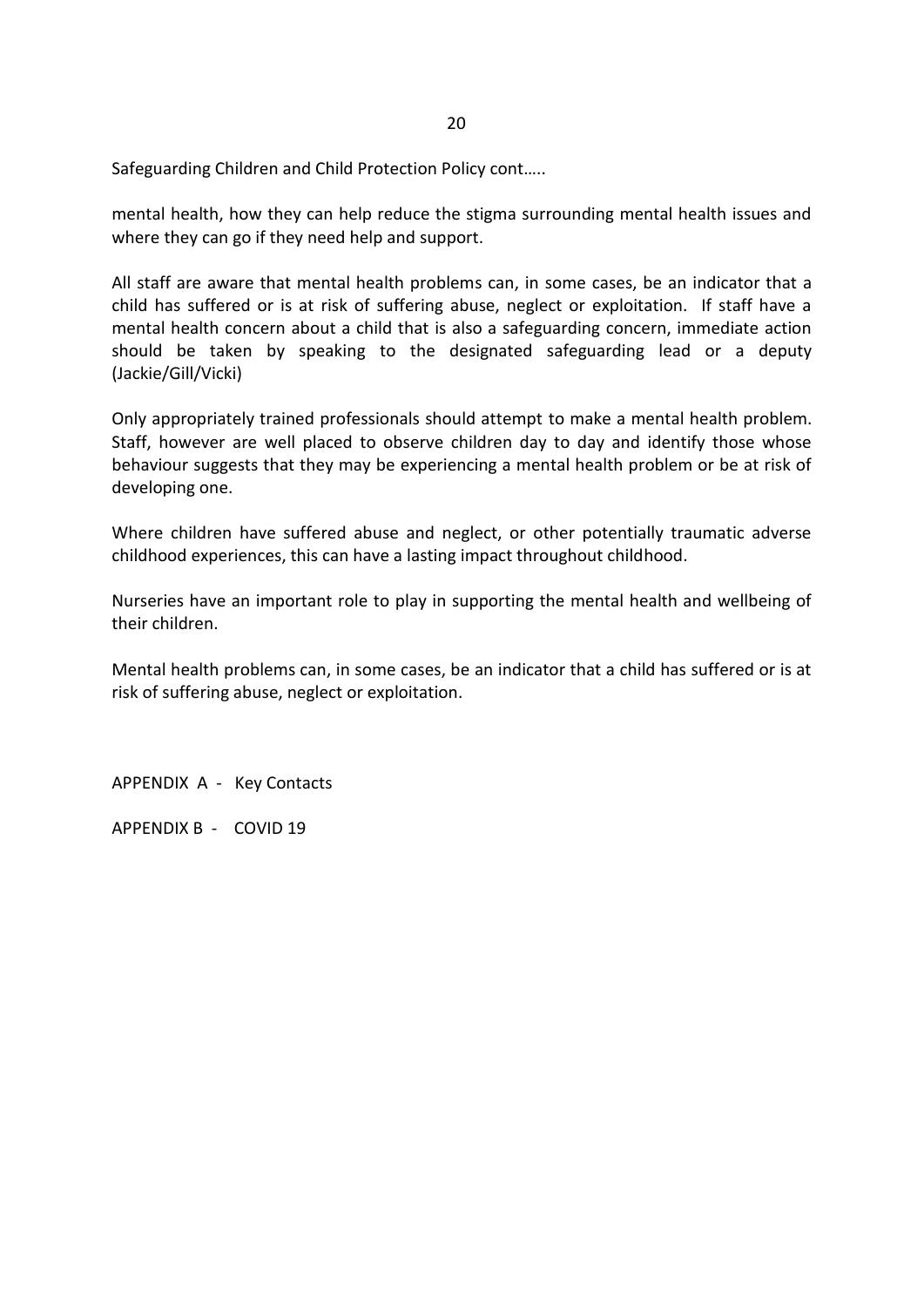mental health, how they can help reduce the stigma surrounding mental health issues and where they can go if they need help and support.

All staff are aware that mental health problems can, in some cases, be an indicator that a child has suffered or is at risk of suffering abuse, neglect or exploitation. If staff have a mental health concern about a child that is also a safeguarding concern, immediate action should be taken by speaking to the designated safeguarding lead or a deputy (Jackie/Gill/Vicki)

Only appropriately trained professionals should attempt to make a mental health problem. Staff, however are well placed to observe children day to day and identify those whose behaviour suggests that they may be experiencing a mental health problem or be at risk of developing one.

Where children have suffered abuse and neglect, or other potentially traumatic adverse childhood experiences, this can have a lasting impact throughout childhood.

Nurseries have an important role to play in supporting the mental health and wellbeing of their children.

Mental health problems can, in some cases, be an indicator that a child has suffered or is at risk of suffering abuse, neglect or exploitation.

APPENDIX A - Key Contacts

APPENDIX B - COVID 19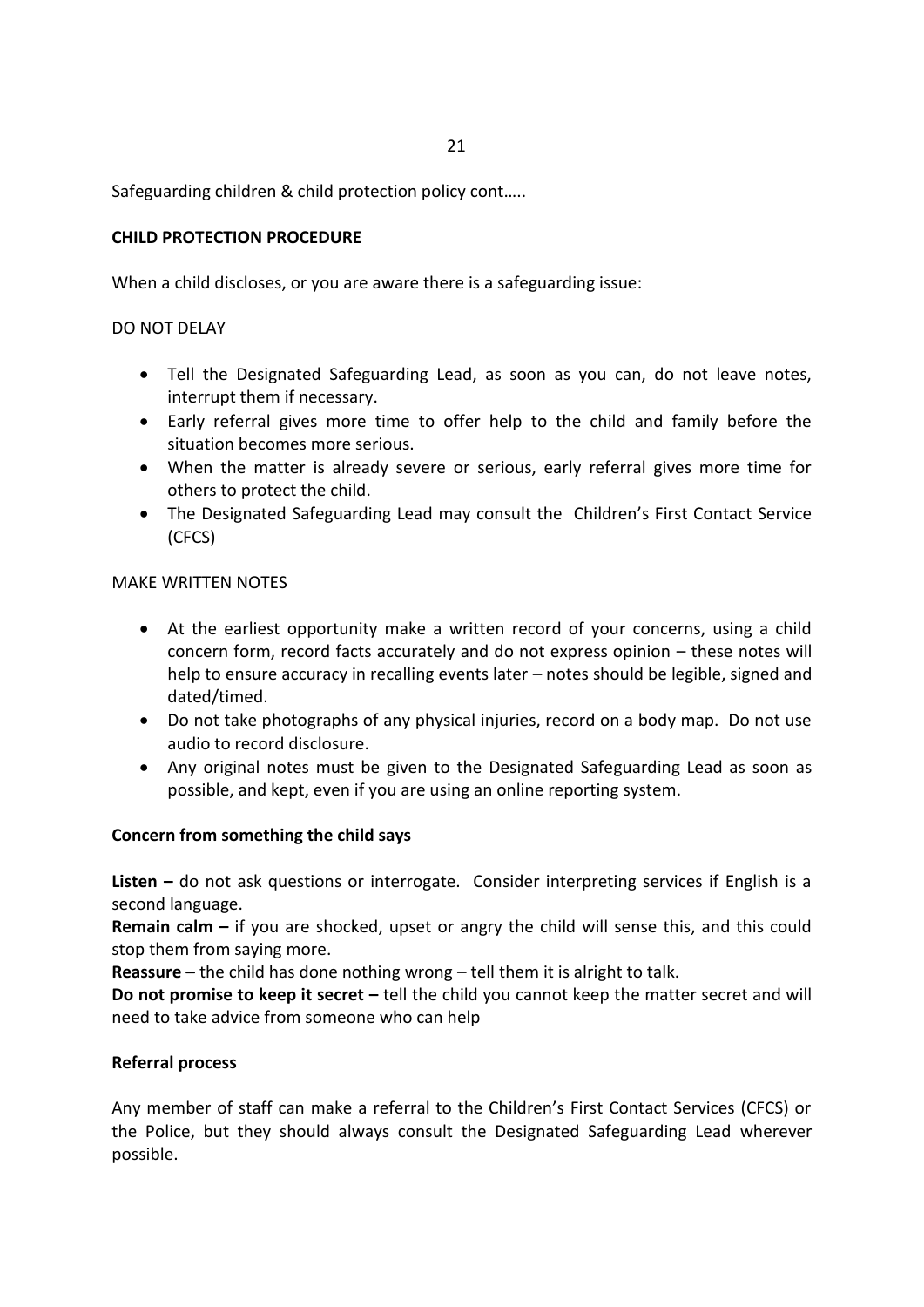Safeguarding children & child protection policy cont…..

**CHILD PROTECTION PROCEDURE**

When a child discloses, or you are aware there is a safeguarding issue:

DO NOT DELAY

- Tell the Designated Safeguarding Lead, as soon as you can, do not leave notes, interrupt them if necessary.
- Early referral gives more time to offer help to the child and family before the situation becomes more serious.
- When the matter is already severe or serious, early referral gives more time for others to protect the child.
- The Designated Safeguarding Lead may consult the Children's First Contact Service (CFCS)

MAKE WRITTEN NOTES

- At the earliest opportunity make a written record of your concerns, using a child concern form, record facts accurately and do not express opinion – these notes will help to ensure accuracy in recalling events later – notes should be legible, signed and dated/timed.
- Do not take photographs of any physical injuries, record on a body map. Do not use audio to record disclosure.
- Any original notes must be given to the Designated Safeguarding Lead as soon as possible, and kept, even if you are using an online reporting system.

**Concern from something the child says**

**Listen –** do not ask questions or interrogate. Consider interpreting services if English is a second language.
**Remain calm –** if you are shocked, upset or angry the child will sense this, and this could stop them from saying more.
**Reassure –** the child has done nothing wrong – tell them it is alright to talk.
**Do not promise to keep it secret –** tell the child you cannot keep the matter secret and will need to take advice from someone who can help

**Referral process**

Any member of staff can make a referral to the Children's First Contact Services (CFCS) or the Police, but they should always consult the Designated Safeguarding Lead wherever possible.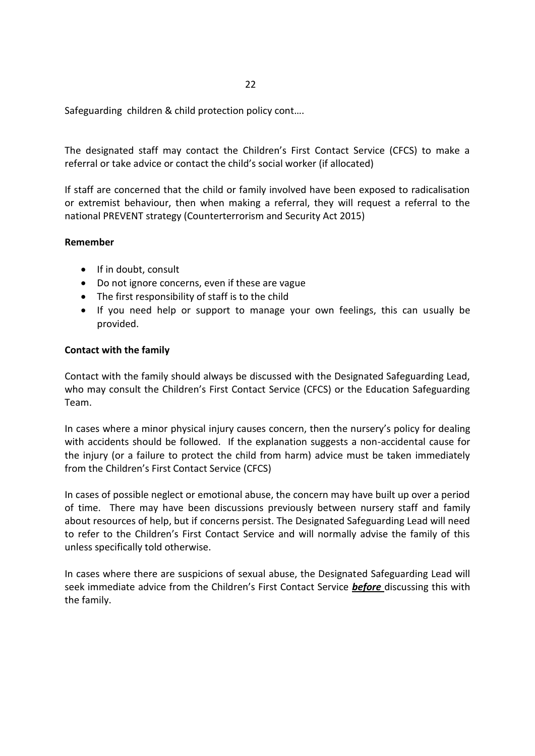Safeguarding children & child protection policy cont….

The designated staff may contact the Children's First Contact Service (CFCS) to make a referral or take advice or contact the child's social worker (if allocated)

If staff are concerned that the child or family involved have been exposed to radicalisation or extremist behaviour, then when making a referral, they will request a referral to the national PREVENT strategy (Counterterrorism and Security Act 2015)

**Remember**

- If in doubt, consult
- Do not ignore concerns, even if these are vague
- The first responsibility of staff is to the child
- If you need help or support to manage your own feelings, this can usually be provided.

**Contact with the family**

Contact with the family should always be discussed with the Designated Safeguarding Lead, who may consult the Children's First Contact Service (CFCS) or the Education Safeguarding Team.

In cases where a minor physical injury causes concern, then the nursery's policy for dealing with accidents should be followed. If the explanation suggests a non-accidental cause for the injury (or a failure to protect the child from harm) advice must be taken immediately from the Children's First Contact Service (CFCS)

In cases of possible neglect or emotional abuse, the concern may have built up over a period of time. There may have been discussions previously between nursery staff and family about resources of help, but if concerns persist. The Designated Safeguarding Lead will need to refer to the Children's First Contact Service and will normally advise the family of this unless specifically told otherwise.

In cases where there are suspicions of sexual abuse, the Designated Safeguarding Lead will seek immediate advice from the Children's First Contact Service ***before*** discussing this with the family.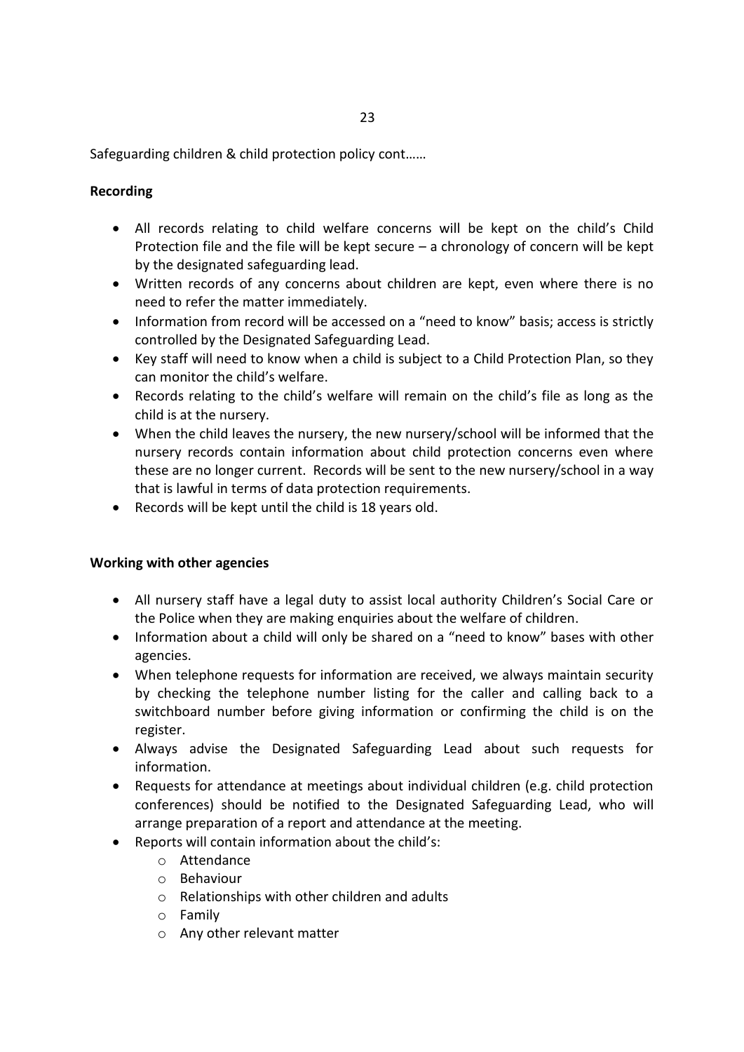Safeguarding children & child protection policy cont……

**Recording**

- All records relating to child welfare concerns will be kept on the child's Child Protection file and the file will be kept secure – a chronology of concern will be kept by the designated safeguarding lead.
- Written records of any concerns about children are kept, even where there is no need to refer the matter immediately.
- Information from record will be accessed on a "need to know" basis; access is strictly controlled by the Designated Safeguarding Lead.
- Key staff will need to know when a child is subject to a Child Protection Plan, so they can monitor the child's welfare.
- Records relating to the child's welfare will remain on the child's file as long as the child is at the nursery.
- When the child leaves the nursery, the new nursery/school will be informed that the nursery records contain information about child protection concerns even where these are no longer current. Records will be sent to the new nursery/school in a way that is lawful in terms of data protection requirements.
- Records will be kept until the child is 18 years old.

**Working with other agencies**

- All nursery staff have a legal duty to assist local authority Children's Social Care or the Police when they are making enquiries about the welfare of children.
- Information about a child will only be shared on a "need to know" bases with other agencies.
- When telephone requests for information are received, we always maintain security by checking the telephone number listing for the caller and calling back to a switchboard number before giving information or confirming the child is on the register.
- Always advise the Designated Safeguarding Lead about such requests for information.
- Requests for attendance at meetings about individual children (e.g. child protection conferences) should be notified to the Designated Safeguarding Lead, who will arrange preparation of a report and attendance at the meeting.
- Reports will contain information about the child's:
  - Attendance
  - Behaviour
  - Relationships with other children and adults
  - Family
  - Any other relevant matter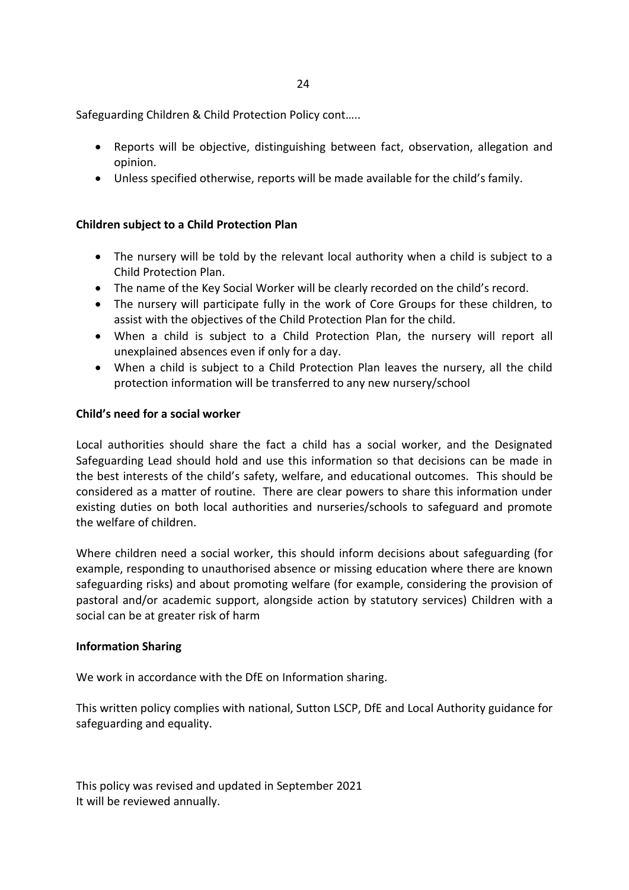Safeguarding Children & Child Protection Policy cont…..

- Reports will be objective, distinguishing between fact, observation, allegation and opinion.
- Unless specified otherwise, reports will be made available for the child's family.

**Children subject to a Child Protection Plan**

- The nursery will be told by the relevant local authority when a child is subject to a Child Protection Plan.
- The name of the Key Social Worker will be clearly recorded on the child's record.
- The nursery will participate fully in the work of Core Groups for these children, to assist with the objectives of the Child Protection Plan for the child.
- When a child is subject to a Child Protection Plan, the nursery will report all unexplained absences even if only for a day.
- When a child is subject to a Child Protection Plan leaves the nursery, all the child protection information will be transferred to any new nursery/school

**Child's need for a social worker**

Local authorities should share the fact a child has a social worker, and the Designated Safeguarding Lead should hold and use this information so that decisions can be made in the best interests of the child's safety, welfare, and educational outcomes. This should be considered as a matter of routine. There are clear powers to share this information under existing duties on both local authorities and nurseries/schools to safeguard and promote the welfare of children.

Where children need a social worker, this should inform decisions about safeguarding (for example, responding to unauthorised absence or missing education where there are known safeguarding risks) and about promoting welfare (for example, considering the provision of pastoral and/or academic support, alongside action by statutory services) Children with a social can be at greater risk of harm

**Information Sharing**

We work in accordance with the DfE on Information sharing.

This written policy complies with national, Sutton LSCP, DfE and Local Authority guidance for safeguarding and equality.

This policy was revised and updated in September 2021
It will be reviewed annually.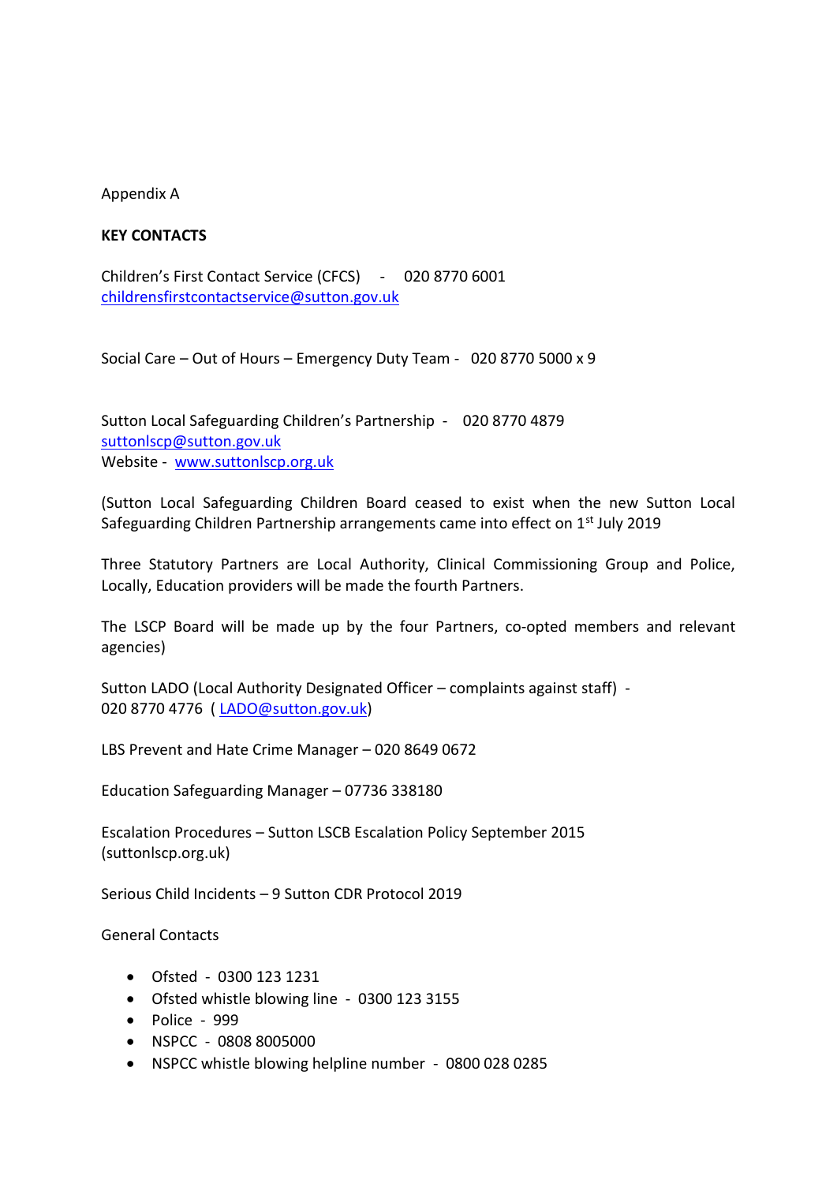Appendix A

**KEY CONTACTS**

Children's First Contact Service (CFCS) - 020 8770 6001
childrensfirstcontactservice@sutton.gov.uk

Social Care – Out of Hours – Emergency Duty Team - 020 8770 5000 x 9

Sutton Local Safeguarding Children's Partnership - 020 8770 4879
suttonlscp@sutton.gov.uk
Website - www.suttonlscp.org.uk

(Sutton Local Safeguarding Children Board ceased to exist when the new Sutton Local Safeguarding Children Partnership arrangements came into effect on 1st July 2019

Three Statutory Partners are Local Authority, Clinical Commissioning Group and Police, Locally, Education providers will be made the fourth Partners.

The LSCP Board will be made up by the four Partners, co-opted members and relevant agencies)

Sutton LADO (Local Authority Designated Officer – complaints against staff) - 020 8770 4776 ( LADO@sutton.gov.uk)

LBS Prevent and Hate Crime Manager – 020 8649 0672

Education Safeguarding Manager – 07736 338180

Escalation Procedures – Sutton LSCB Escalation Policy September 2015 (suttonlscp.org.uk)

Serious Child Incidents – 9 Sutton CDR Protocol 2019

General Contacts

- Ofsted - 0300 123 1231
- Ofsted whistle blowing line - 0300 123 3155
- Police - 999
- NSPCC - 0808 8005000
- NSPCC whistle blowing helpline number - 0800 028 0285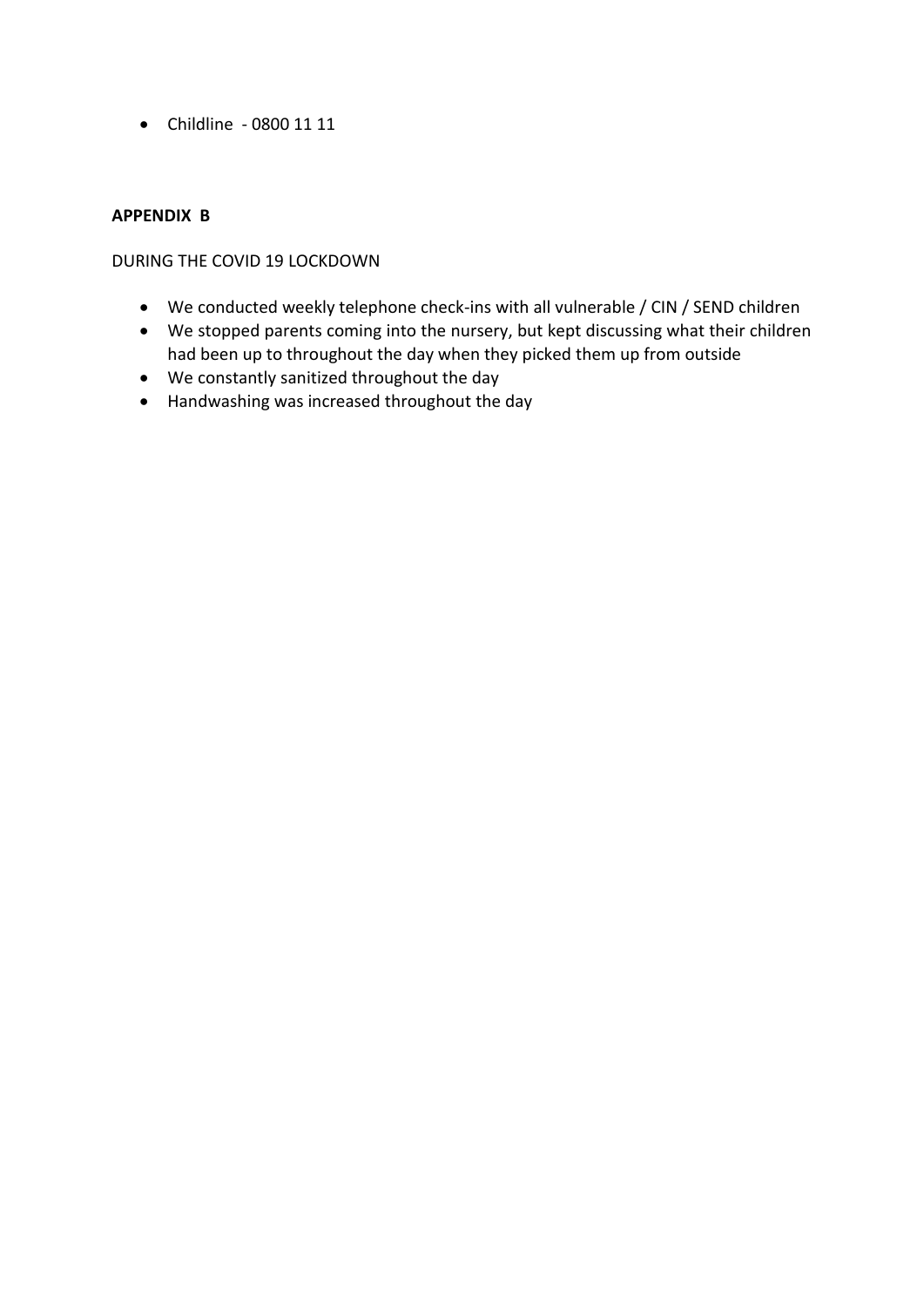- Childline - 0800 11 11

**APPENDIX B**

DURING THE COVID 19 LOCKDOWN

- We conducted weekly telephone check-ins with all vulnerable / CIN / SEND children
- We stopped parents coming into the nursery, but kept discussing what their children had been up to throughout the day when they picked them up from outside
- We constantly sanitized throughout the day
- Handwashing was increased throughout the day